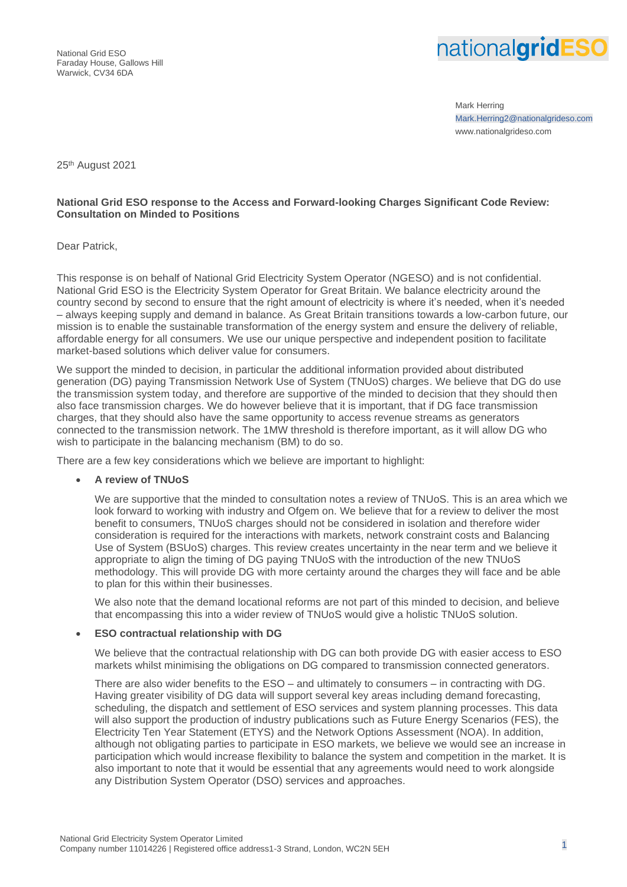National Grid ESO
Faraday House, Gallows Hill
Warwick, CV34 6DA

nationalgridESO

Mark Herring
Mark.Herring2@nationalgrideso.com
www.nationalgrideso.com

25th August 2021

**National Grid ESO response to the Access and Forward-looking Charges Significant Code Review: Consultation on Minded to Positions**

Dear Patrick,

This response is on behalf of National Grid Electricity System Operator (NGESO) and is not confidential. National Grid ESO is the Electricity System Operator for Great Britain. We balance electricity around the country second by second to ensure that the right amount of electricity is where it's needed, when it's needed – always keeping supply and demand in balance. As Great Britain transitions towards a low-carbon future, our mission is to enable the sustainable transformation of the energy system and ensure the delivery of reliable, affordable energy for all consumers. We use our unique perspective and independent position to facilitate market-based solutions which deliver value for consumers.

We support the minded to decision, in particular the additional information provided about distributed generation (DG) paying Transmission Network Use of System (TNUoS) charges. We believe that DG do use the transmission system today, and therefore are supportive of the minded to decision that they should then also face transmission charges. We do however believe that it is important, that if DG face transmission charges, that they should also have the same opportunity to access revenue streams as generators connected to the transmission network. The 1MW threshold is therefore important, as it will allow DG who wish to participate in the balancing mechanism (BM) to do so.

There are a few key considerations which we believe are important to highlight:

- **A review of TNUoS**

  We are supportive that the minded to consultation notes a review of TNUoS. This is an area which we look forward to working with industry and Ofgem on. We believe that for a review to deliver the most benefit to consumers, TNUoS charges should not be considered in isolation and therefore wider consideration is required for the interactions with markets, network constraint costs and Balancing Use of System (BSUoS) charges. This review creates uncertainty in the near term and we believe it appropriate to align the timing of DG paying TNUoS with the introduction of the new TNUoS methodology. This will provide DG with more certainty around the charges they will face and be able to plan for this within their businesses.

  We also note that the demand locational reforms are not part of this minded to decision, and believe that encompassing this into a wider review of TNUoS would give a holistic TNUoS solution.

- **ESO contractual relationship with DG**

  We believe that the contractual relationship with DG can both provide DG with easier access to ESO markets whilst minimising the obligations on DG compared to transmission connected generators.

  There are also wider benefits to the ESO – and ultimately to consumers – in contracting with DG. Having greater visibility of DG data will support several key areas including demand forecasting, scheduling, the dispatch and settlement of ESO services and system planning processes. This data will also support the production of industry publications such as Future Energy Scenarios (FES), the Electricity Ten Year Statement (ETYS) and the Network Options Assessment (NOA). In addition, although not obligating parties to participate in ESO markets, we believe we would see an increase in participation which would increase flexibility to balance the system and competition in the market. It is also important to note that it would be essential that any agreements would need to work alongside any Distribution System Operator (DSO) services and approaches.

National Grid Electricity System Operator Limited
Company number 11014226 | Registered office address1-3 Strand, London, WC2N 5EH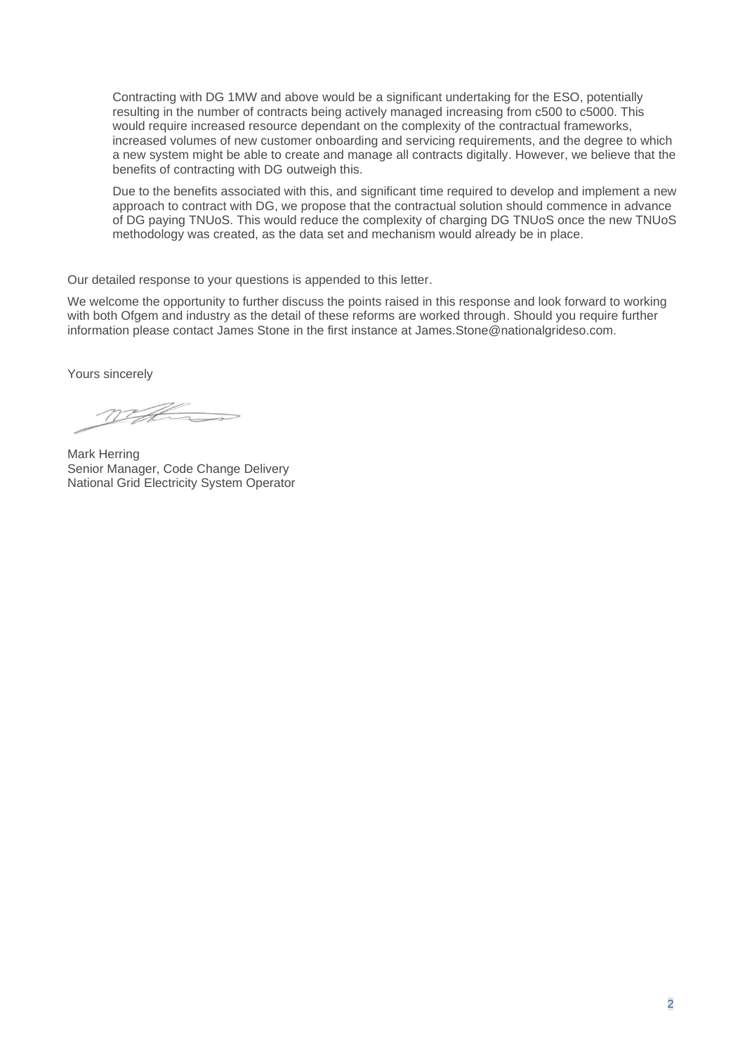Contracting with DG 1MW and above would be a significant undertaking for the ESO, potentially resulting in the number of contracts being actively managed increasing from c500 to c5000. This would require increased resource dependant on the complexity of the contractual frameworks, increased volumes of new customer onboarding and servicing requirements, and the degree to which a new system might be able to create and manage all contracts digitally. However, we believe that the benefits of contracting with DG outweigh this.

Due to the benefits associated with this, and significant time required to develop and implement a new approach to contract with DG, we propose that the contractual solution should commence in advance of DG paying TNUoS. This would reduce the complexity of charging DG TNUoS once the new TNUoS methodology was created, as the data set and mechanism would already be in place.

Our detailed response to your questions is appended to this letter.

We welcome the opportunity to further discuss the points raised in this response and look forward to working with both Ofgem and industry as the detail of these reforms are worked through. Should you require further information please contact James Stone in the first instance at James.Stone@nationalgrideso.com.

Yours sincerely

Mark Herring
Senior Manager, Code Change Delivery
National Grid Electricity System Operator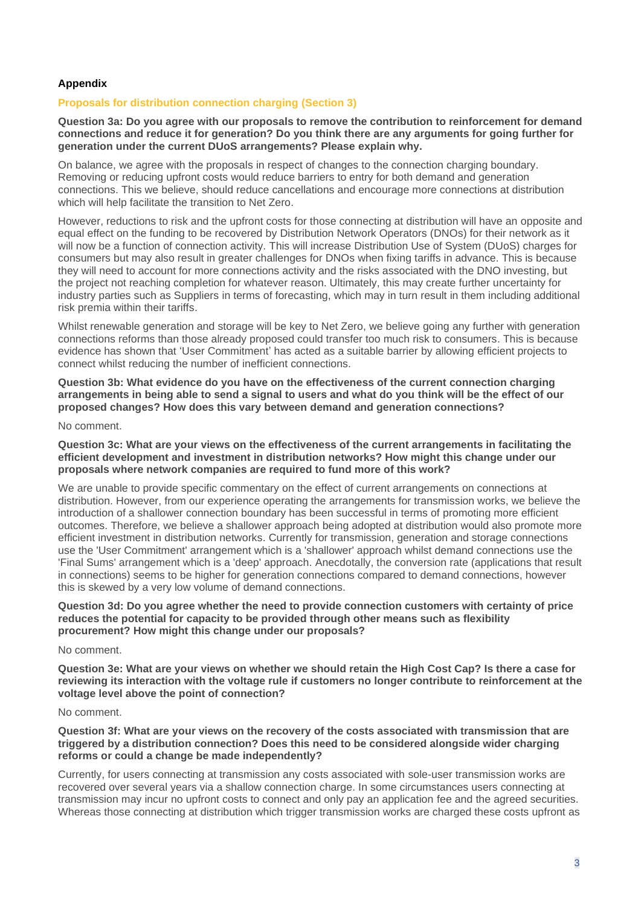## Appendix

### Proposals for distribution connection charging (Section 3)

**Question 3a: Do you agree with our proposals to remove the contribution to reinforcement for demand connections and reduce it for generation? Do you think there are any arguments for going further for generation under the current DUoS arrangements? Please explain why.**

On balance, we agree with the proposals in respect of changes to the connection charging boundary. Removing or reducing upfront costs would reduce barriers to entry for both demand and generation connections. This we believe, should reduce cancellations and encourage more connections at distribution which will help facilitate the transition to Net Zero.

However, reductions to risk and the upfront costs for those connecting at distribution will have an opposite and equal effect on the funding to be recovered by Distribution Network Operators (DNOs) for their network as it will now be a function of connection activity. This will increase Distribution Use of System (DUoS) charges for consumers but may also result in greater challenges for DNOs when fixing tariffs in advance. This is because they will need to account for more connections activity and the risks associated with the DNO investing, but the project not reaching completion for whatever reason. Ultimately, this may create further uncertainty for industry parties such as Suppliers in terms of forecasting, which may in turn result in them including additional risk premia within their tariffs.

Whilst renewable generation and storage will be key to Net Zero, we believe going any further with generation connections reforms than those already proposed could transfer too much risk to consumers. This is because evidence has shown that 'User Commitment' has acted as a suitable barrier by allowing efficient projects to connect whilst reducing the number of inefficient connections.

**Question 3b: What evidence do you have on the effectiveness of the current connection charging arrangements in being able to send a signal to users and what do you think will be the effect of our proposed changes? How does this vary between demand and generation connections?**

No comment.

**Question 3c: What are your views on the effectiveness of the current arrangements in facilitating the efficient development and investment in distribution networks? How might this change under our proposals where network companies are required to fund more of this work?**

We are unable to provide specific commentary on the effect of current arrangements on connections at distribution. However, from our experience operating the arrangements for transmission works, we believe the introduction of a shallower connection boundary has been successful in terms of promoting more efficient outcomes. Therefore, we believe a shallower approach being adopted at distribution would also promote more efficient investment in distribution networks. Currently for transmission, generation and storage connections use the 'User Commitment' arrangement which is a 'shallower' approach whilst demand connections use the 'Final Sums' arrangement which is a 'deep' approach. Anecdotally, the conversion rate (applications that result in connections) seems to be higher for generation connections compared to demand connections, however this is skewed by a very low volume of demand connections.

**Question 3d: Do you agree whether the need to provide connection customers with certainty of price reduces the potential for capacity to be provided through other means such as flexibility procurement? How might this change under our proposals?**

No comment.

**Question 3e: What are your views on whether we should retain the High Cost Cap? Is there a case for reviewing its interaction with the voltage rule if customers no longer contribute to reinforcement at the voltage level above the point of connection?**

No comment.

**Question 3f: What are your views on the recovery of the costs associated with transmission that are triggered by a distribution connection? Does this need to be considered alongside wider charging reforms or could a change be made independently?**

Currently, for users connecting at transmission any costs associated with sole-user transmission works are recovered over several years via a shallow connection charge. In some circumstances users connecting at transmission may incur no upfront costs to connect and only pay an application fee and the agreed securities. Whereas those connecting at distribution which trigger transmission works are charged these costs upfront as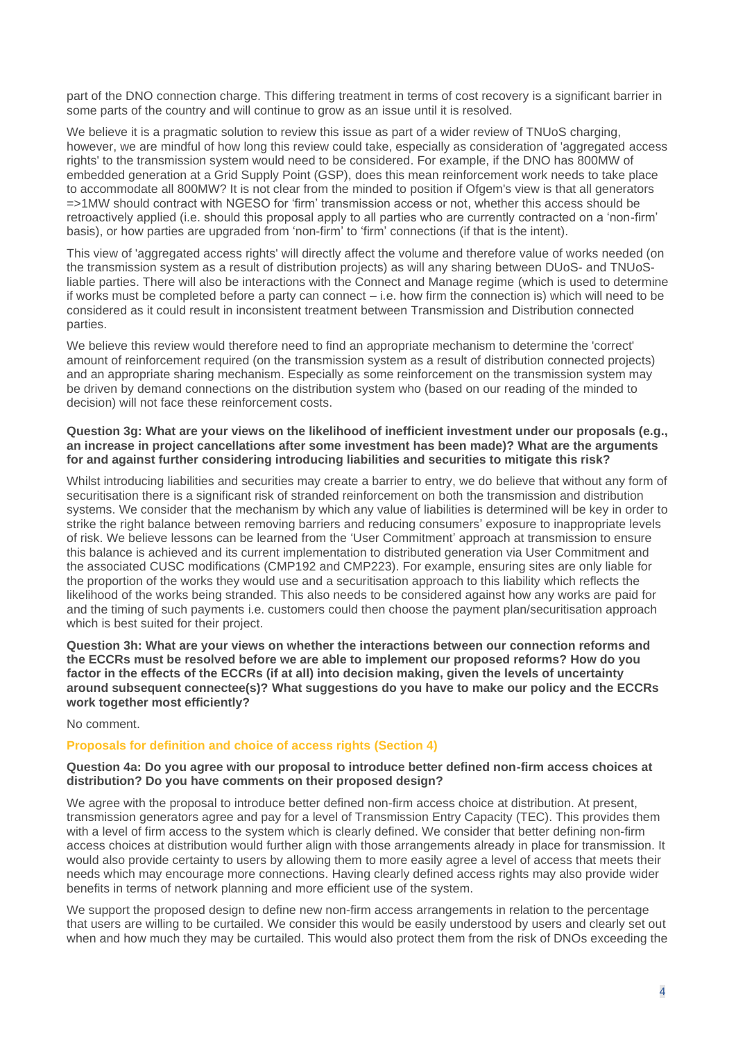part of the DNO connection charge. This differing treatment in terms of cost recovery is a significant barrier in some parts of the country and will continue to grow as an issue until it is resolved.

We believe it is a pragmatic solution to review this issue as part of a wider review of TNUoS charging, however, we are mindful of how long this review could take, especially as consideration of 'aggregated access rights' to the transmission system would need to be considered. For example, if the DNO has 800MW of embedded generation at a Grid Supply Point (GSP), does this mean reinforcement work needs to take place to accommodate all 800MW? It is not clear from the minded to position if Ofgem's view is that all generators =>1MW should contract with NGESO for 'firm' transmission access or not, whether this access should be retroactively applied (i.e. should this proposal apply to all parties who are currently contracted on a 'non-firm' basis), or how parties are upgraded from 'non-firm' to 'firm' connections (if that is the intent).

This view of 'aggregated access rights' will directly affect the volume and therefore value of works needed (on the transmission system as a result of distribution projects) as will any sharing between DUoS- and TNUoS-liable parties. There will also be interactions with the Connect and Manage regime (which is used to determine if works must be completed before a party can connect – i.e. how firm the connection is) which will need to be considered as it could result in inconsistent treatment between Transmission and Distribution connected parties.

We believe this review would therefore need to find an appropriate mechanism to determine the 'correct' amount of reinforcement required (on the transmission system as a result of distribution connected projects) and an appropriate sharing mechanism. Especially as some reinforcement on the transmission system may be driven by demand connections on the distribution system who (based on our reading of the minded to decision) will not face these reinforcement costs.

**Question 3g: What are your views on the likelihood of inefficient investment under our proposals (e.g., an increase in project cancellations after some investment has been made)? What are the arguments for and against further considering introducing liabilities and securities to mitigate this risk?**

Whilst introducing liabilities and securities may create a barrier to entry, we do believe that without any form of securitisation there is a significant risk of stranded reinforcement on both the transmission and distribution systems. We consider that the mechanism by which any value of liabilities is determined will be key in order to strike the right balance between removing barriers and reducing consumers' exposure to inappropriate levels of risk. We believe lessons can be learned from the 'User Commitment' approach at transmission to ensure this balance is achieved and its current implementation to distributed generation via User Commitment and the associated CUSC modifications (CMP192 and CMP223). For example, ensuring sites are only liable for the proportion of the works they would use and a securitisation approach to this liability which reflects the likelihood of the works being stranded. This also needs to be considered against how any works are paid for and the timing of such payments i.e. customers could then choose the payment plan/securitisation approach which is best suited for their project.

**Question 3h: What are your views on whether the interactions between our connection reforms and the ECCRs must be resolved before we are able to implement our proposed reforms? How do you factor in the effects of the ECCRs (if at all) into decision making, given the levels of uncertainty around subsequent connectee(s)? What suggestions do you have to make our policy and the ECCRs work together most efficiently?**

No comment.

## Proposals for definition and choice of access rights (Section 4)

**Question 4a: Do you agree with our proposal to introduce better defined non-firm access choices at distribution? Do you have comments on their proposed design?**

We agree with the proposal to introduce better defined non-firm access choice at distribution. At present, transmission generators agree and pay for a level of Transmission Entry Capacity (TEC). This provides them with a level of firm access to the system which is clearly defined. We consider that better defining non-firm access choices at distribution would further align with those arrangements already in place for transmission. It would also provide certainty to users by allowing them to more easily agree a level of access that meets their needs which may encourage more connections. Having clearly defined access rights may also provide wider benefits in terms of network planning and more efficient use of the system.

We support the proposed design to define new non-firm access arrangements in relation to the percentage that users are willing to be curtailed. We consider this would be easily understood by users and clearly set out when and how much they may be curtailed. This would also protect them from the risk of DNOs exceeding the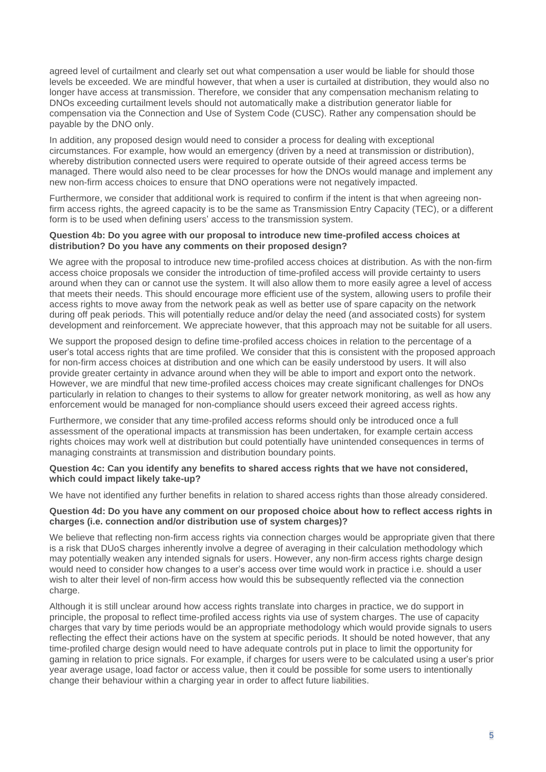agreed level of curtailment and clearly set out what compensation a user would be liable for should those levels be exceeded. We are mindful however, that when a user is curtailed at distribution, they would also no longer have access at transmission. Therefore, we consider that any compensation mechanism relating to DNOs exceeding curtailment levels should not automatically make a distribution generator liable for compensation via the Connection and Use of System Code (CUSC). Rather any compensation should be payable by the DNO only.

In addition, any proposed design would need to consider a process for dealing with exceptional circumstances. For example, how would an emergency (driven by a need at transmission or distribution), whereby distribution connected users were required to operate outside of their agreed access terms be managed. There would also need to be clear processes for how the DNOs would manage and implement any new non-firm access choices to ensure that DNO operations were not negatively impacted.

Furthermore, we consider that additional work is required to confirm if the intent is that when agreeing non-firm access rights, the agreed capacity is to be the same as Transmission Entry Capacity (TEC), or a different form is to be used when defining users' access to the transmission system.

**Question 4b: Do you agree with our proposal to introduce new time-profiled access choices at distribution? Do you have any comments on their proposed design?**

We agree with the proposal to introduce new time-profiled access choices at distribution. As with the non-firm access choice proposals we consider the introduction of time-profiled access will provide certainty to users around when they can or cannot use the system. It will also allow them to more easily agree a level of access that meets their needs. This should encourage more efficient use of the system, allowing users to profile their access rights to move away from the network peak as well as better use of spare capacity on the network during off peak periods. This will potentially reduce and/or delay the need (and associated costs) for system development and reinforcement. We appreciate however, that this approach may not be suitable for all users.

We support the proposed design to define time-profiled access choices in relation to the percentage of a user's total access rights that are time profiled. We consider that this is consistent with the proposed approach for non-firm access choices at distribution and one which can be easily understood by users. It will also provide greater certainty in advance around when they will be able to import and export onto the network. However, we are mindful that new time-profiled access choices may create significant challenges for DNOs particularly in relation to changes to their systems to allow for greater network monitoring, as well as how any enforcement would be managed for non-compliance should users exceed their agreed access rights.

Furthermore, we consider that any time-profiled access reforms should only be introduced once a full assessment of the operational impacts at transmission has been undertaken, for example certain access rights choices may work well at distribution but could potentially have unintended consequences in terms of managing constraints at transmission and distribution boundary points.

**Question 4c: Can you identify any benefits to shared access rights that we have not considered, which could impact likely take-up?**

We have not identified any further benefits in relation to shared access rights than those already considered.

**Question 4d: Do you have any comment on our proposed choice about how to reflect access rights in charges (i.e. connection and/or distribution use of system charges)?**

We believe that reflecting non-firm access rights via connection charges would be appropriate given that there is a risk that DUoS charges inherently involve a degree of averaging in their calculation methodology which may potentially weaken any intended signals for users. However, any non-firm access rights charge design would need to consider how changes to a user's access over time would work in practice i.e. should a user wish to alter their level of non-firm access how would this be subsequently reflected via the connection charge.

Although it is still unclear around how access rights translate into charges in practice, we do support in principle, the proposal to reflect time-profiled access rights via use of system charges. The use of capacity charges that vary by time periods would be an appropriate methodology which would provide signals to users reflecting the effect their actions have on the system at specific periods. It should be noted however, that any time-profiled charge design would need to have adequate controls put in place to limit the opportunity for gaming in relation to price signals. For example, if charges for users were to be calculated using a user's prior year average usage, load factor or access value, then it could be possible for some users to intentionally change their behaviour within a charging year in order to affect future liabilities.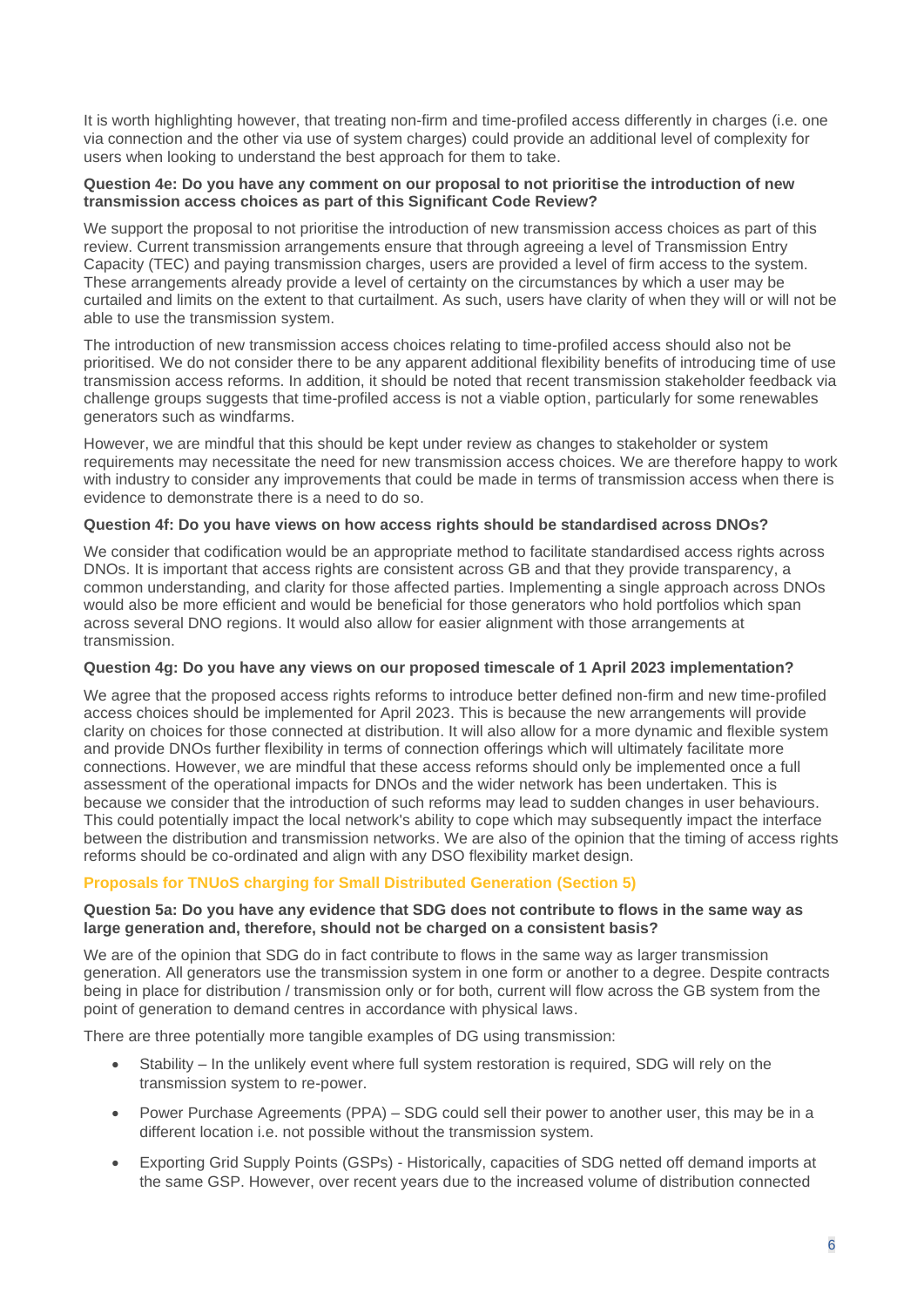It is worth highlighting however, that treating non-firm and time-profiled access differently in charges (i.e. one via connection and the other via use of system charges) could provide an additional level of complexity for users when looking to understand the best approach for them to take.

**Question 4e: Do you have any comment on our proposal to not prioritise the introduction of new transmission access choices as part of this Significant Code Review?**

We support the proposal to not prioritise the introduction of new transmission access choices as part of this review. Current transmission arrangements ensure that through agreeing a level of Transmission Entry Capacity (TEC) and paying transmission charges, users are provided a level of firm access to the system. These arrangements already provide a level of certainty on the circumstances by which a user may be curtailed and limits on the extent to that curtailment. As such, users have clarity of when they will or will not be able to use the transmission system.

The introduction of new transmission access choices relating to time-profiled access should also not be prioritised. We do not consider there to be any apparent additional flexibility benefits of introducing time of use transmission access reforms. In addition, it should be noted that recent transmission stakeholder feedback via challenge groups suggests that time-profiled access is not a viable option, particularly for some renewables generators such as windfarms.

However, we are mindful that this should be kept under review as changes to stakeholder or system requirements may necessitate the need for new transmission access choices. We are therefore happy to work with industry to consider any improvements that could be made in terms of transmission access when there is evidence to demonstrate there is a need to do so.

**Question 4f: Do you have views on how access rights should be standardised across DNOs?**

We consider that codification would be an appropriate method to facilitate standardised access rights across DNOs. It is important that access rights are consistent across GB and that they provide transparency, a common understanding, and clarity for those affected parties. Implementing a single approach across DNOs would also be more efficient and would be beneficial for those generators who hold portfolios which span across several DNO regions. It would also allow for easier alignment with those arrangements at transmission.

**Question 4g: Do you have any views on our proposed timescale of 1 April 2023 implementation?**

We agree that the proposed access rights reforms to introduce better defined non-firm and new time-profiled access choices should be implemented for April 2023. This is because the new arrangements will provide clarity on choices for those connected at distribution. It will also allow for a more dynamic and flexible system and provide DNOs further flexibility in terms of connection offerings which will ultimately facilitate more connections. However, we are mindful that these access reforms should only be implemented once a full assessment of the operational impacts for DNOs and the wider network has been undertaken. This is because we consider that the introduction of such reforms may lead to sudden changes in user behaviours. This could potentially impact the local network's ability to cope which may subsequently impact the interface between the distribution and transmission networks. We are also of the opinion that the timing of access rights reforms should be co-ordinated and align with any DSO flexibility market design.

## Proposals for TNUoS charging for Small Distributed Generation (Section 5)

**Question 5a: Do you have any evidence that SDG does not contribute to flows in the same way as large generation and, therefore, should not be charged on a consistent basis?**

We are of the opinion that SDG do in fact contribute to flows in the same way as larger transmission generation. All generators use the transmission system in one form or another to a degree. Despite contracts being in place for distribution / transmission only or for both, current will flow across the GB system from the point of generation to demand centres in accordance with physical laws.

There are three potentially more tangible examples of DG using transmission:

- Stability – In the unlikely event where full system restoration is required, SDG will rely on the transmission system to re-power.
- Power Purchase Agreements (PPA) – SDG could sell their power to another user, this may be in a different location i.e. not possible without the transmission system.
- Exporting Grid Supply Points (GSPs) - Historically, capacities of SDG netted off demand imports at the same GSP. However, over recent years due to the increased volume of distribution connected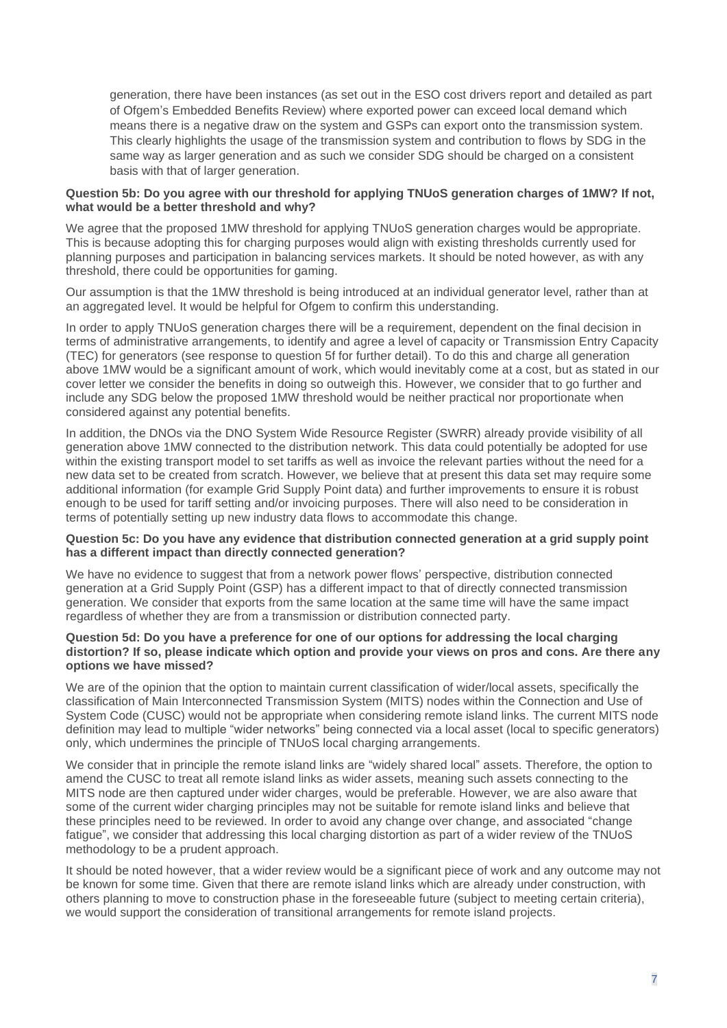generation, there have been instances (as set out in the ESO cost drivers report and detailed as part of Ofgem's Embedded Benefits Review) where exported power can exceed local demand which means there is a negative draw on the system and GSPs can export onto the transmission system. This clearly highlights the usage of the transmission system and contribution to flows by SDG in the same way as larger generation and as such we consider SDG should be charged on a consistent basis with that of larger generation.

**Question 5b: Do you agree with our threshold for applying TNUoS generation charges of 1MW? If not, what would be a better threshold and why?**

We agree that the proposed 1MW threshold for applying TNUoS generation charges would be appropriate. This is because adopting this for charging purposes would align with existing thresholds currently used for planning purposes and participation in balancing services markets. It should be noted however, as with any threshold, there could be opportunities for gaming.

Our assumption is that the 1MW threshold is being introduced at an individual generator level, rather than at an aggregated level. It would be helpful for Ofgem to confirm this understanding.

In order to apply TNUoS generation charges there will be a requirement, dependent on the final decision in terms of administrative arrangements, to identify and agree a level of capacity or Transmission Entry Capacity (TEC) for generators (see response to question 5f for further detail). To do this and charge all generation above 1MW would be a significant amount of work, which would inevitably come at a cost, but as stated in our cover letter we consider the benefits in doing so outweigh this. However, we consider that to go further and include any SDG below the proposed 1MW threshold would be neither practical nor proportionate when considered against any potential benefits.

In addition, the DNOs via the DNO System Wide Resource Register (SWRR) already provide visibility of all generation above 1MW connected to the distribution network. This data could potentially be adopted for use within the existing transport model to set tariffs as well as invoice the relevant parties without the need for a new data set to be created from scratch. However, we believe that at present this data set may require some additional information (for example Grid Supply Point data) and further improvements to ensure it is robust enough to be used for tariff setting and/or invoicing purposes. There will also need to be consideration in terms of potentially setting up new industry data flows to accommodate this change.

**Question 5c: Do you have any evidence that distribution connected generation at a grid supply point has a different impact than directly connected generation?**

We have no evidence to suggest that from a network power flows' perspective, distribution connected generation at a Grid Supply Point (GSP) has a different impact to that of directly connected transmission generation. We consider that exports from the same location at the same time will have the same impact regardless of whether they are from a transmission or distribution connected party.

**Question 5d: Do you have a preference for one of our options for addressing the local charging distortion? If so, please indicate which option and provide your views on pros and cons. Are there any options we have missed?**

We are of the opinion that the option to maintain current classification of wider/local assets, specifically the classification of Main Interconnected Transmission System (MITS) nodes within the Connection and Use of System Code (CUSC) would not be appropriate when considering remote island links. The current MITS node definition may lead to multiple "wider networks" being connected via a local asset (local to specific generators) only, which undermines the principle of TNUoS local charging arrangements.

We consider that in principle the remote island links are "widely shared local" assets. Therefore, the option to amend the CUSC to treat all remote island links as wider assets, meaning such assets connecting to the MITS node are then captured under wider charges, would be preferable. However, we are also aware that some of the current wider charging principles may not be suitable for remote island links and believe that these principles need to be reviewed. In order to avoid any change over change, and associated "change fatigue", we consider that addressing this local charging distortion as part of a wider review of the TNUoS methodology to be a prudent approach.

It should be noted however, that a wider review would be a significant piece of work and any outcome may not be known for some time. Given that there are remote island links which are already under construction, with others planning to move to construction phase in the foreseeable future (subject to meeting certain criteria), we would support the consideration of transitional arrangements for remote island projects.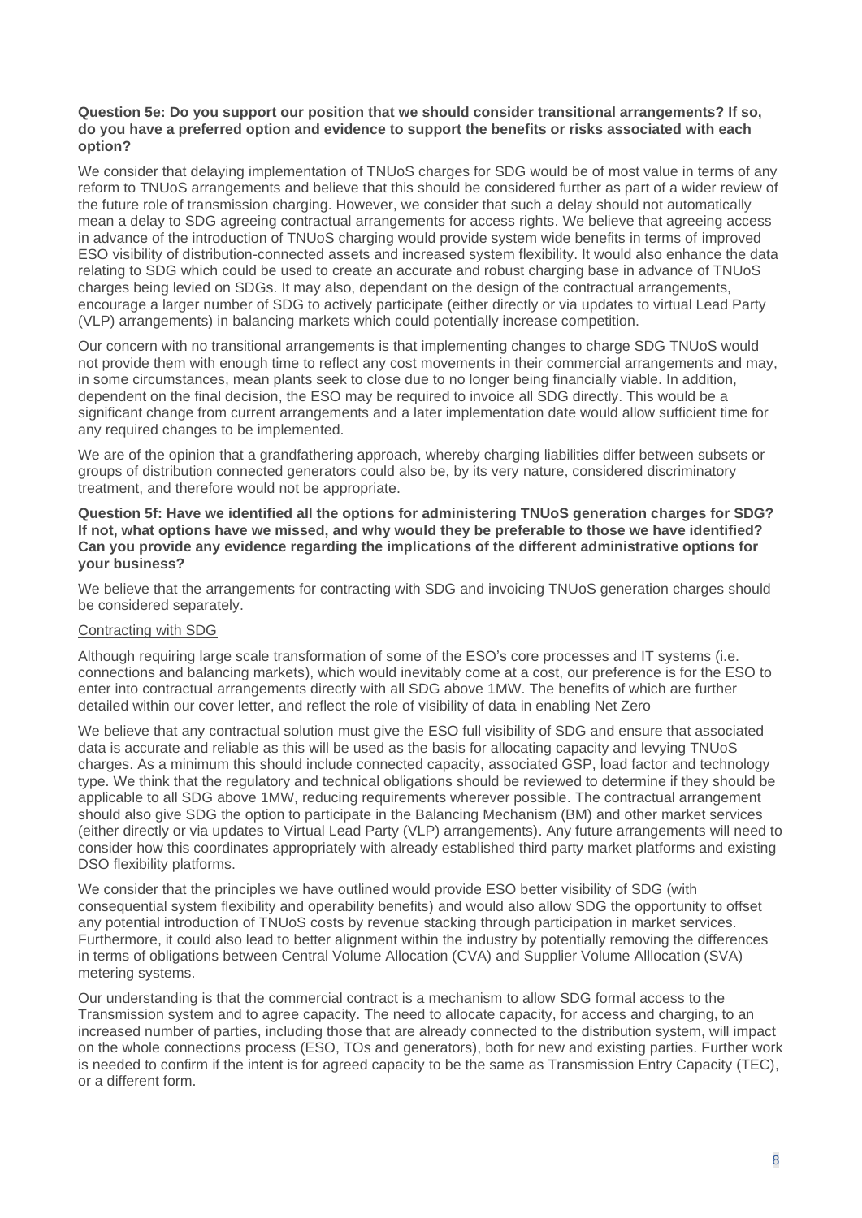**Question 5e: Do you support our position that we should consider transitional arrangements? If so, do you have a preferred option and evidence to support the benefits or risks associated with each option?**

We consider that delaying implementation of TNUoS charges for SDG would be of most value in terms of any reform to TNUoS arrangements and believe that this should be considered further as part of a wider review of the future role of transmission charging. However, we consider that such a delay should not automatically mean a delay to SDG agreeing contractual arrangements for access rights. We believe that agreeing access in advance of the introduction of TNUoS charging would provide system wide benefits in terms of improved ESO visibility of distribution-connected assets and increased system flexibility. It would also enhance the data relating to SDG which could be used to create an accurate and robust charging base in advance of TNUoS charges being levied on SDGs. It may also, dependant on the design of the contractual arrangements, encourage a larger number of SDG to actively participate (either directly or via updates to virtual Lead Party (VLP) arrangements) in balancing markets which could potentially increase competition.

Our concern with no transitional arrangements is that implementing changes to charge SDG TNUoS would not provide them with enough time to reflect any cost movements in their commercial arrangements and may, in some circumstances, mean plants seek to close due to no longer being financially viable. In addition, dependent on the final decision, the ESO may be required to invoice all SDG directly. This would be a significant change from current arrangements and a later implementation date would allow sufficient time for any required changes to be implemented.

We are of the opinion that a grandfathering approach, whereby charging liabilities differ between subsets or groups of distribution connected generators could also be, by its very nature, considered discriminatory treatment, and therefore would not be appropriate.

**Question 5f: Have we identified all the options for administering TNUoS generation charges for SDG? If not, what options have we missed, and why would they be preferable to those we have identified? Can you provide any evidence regarding the implications of the different administrative options for your business?**

We believe that the arrangements for contracting with SDG and invoicing TNUoS generation charges should be considered separately.

<u>Contracting with SDG</u>

Although requiring large scale transformation of some of the ESO's core processes and IT systems (i.e. connections and balancing markets), which would inevitably come at a cost, our preference is for the ESO to enter into contractual arrangements directly with all SDG above 1MW. The benefits of which are further detailed within our cover letter, and reflect the role of visibility of data in enabling Net Zero

We believe that any contractual solution must give the ESO full visibility of SDG and ensure that associated data is accurate and reliable as this will be used as the basis for allocating capacity and levying TNUoS charges. As a minimum this should include connected capacity, associated GSP, load factor and technology type. We think that the regulatory and technical obligations should be reviewed to determine if they should be applicable to all SDG above 1MW, reducing requirements wherever possible. The contractual arrangement should also give SDG the option to participate in the Balancing Mechanism (BM) and other market services (either directly or via updates to Virtual Lead Party (VLP) arrangements). Any future arrangements will need to consider how this coordinates appropriately with already established third party market platforms and existing DSO flexibility platforms.

We consider that the principles we have outlined would provide ESO better visibility of SDG (with consequential system flexibility and operability benefits) and would also allow SDG the opportunity to offset any potential introduction of TNUoS costs by revenue stacking through participation in market services. Furthermore, it could also lead to better alignment within the industry by potentially removing the differences in terms of obligations between Central Volume Allocation (CVA) and Supplier Volume Alllocation (SVA) metering systems.

Our understanding is that the commercial contract is a mechanism to allow SDG formal access to the Transmission system and to agree capacity. The need to allocate capacity, for access and charging, to an increased number of parties, including those that are already connected to the distribution system, will impact on the whole connections process (ESO, TOs and generators), both for new and existing parties. Further work is needed to confirm if the intent is for agreed capacity to be the same as Transmission Entry Capacity (TEC), or a different form.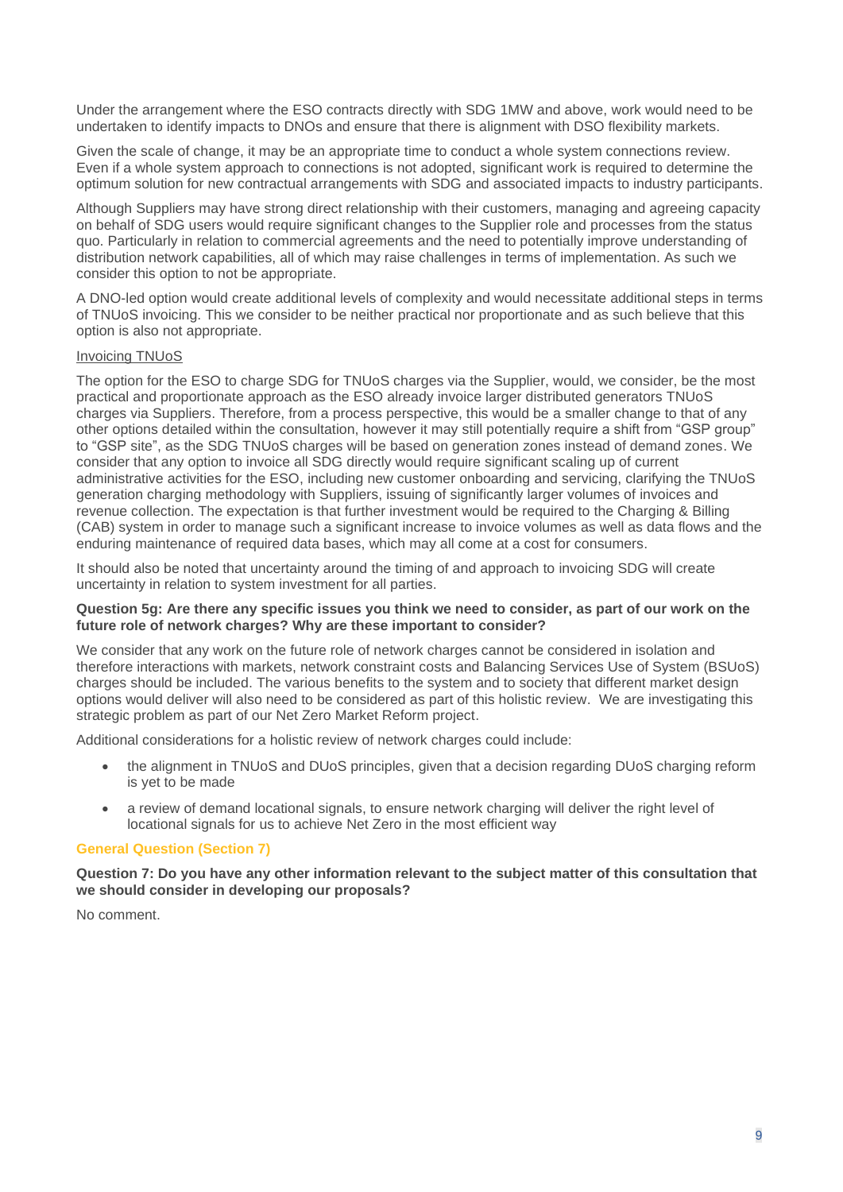Under the arrangement where the ESO contracts directly with SDG 1MW and above, work would need to be undertaken to identify impacts to DNOs and ensure that there is alignment with DSO flexibility markets.

Given the scale of change, it may be an appropriate time to conduct a whole system connections review. Even if a whole system approach to connections is not adopted, significant work is required to determine the optimum solution for new contractual arrangements with SDG and associated impacts to industry participants.

Although Suppliers may have strong direct relationship with their customers, managing and agreeing capacity on behalf of SDG users would require significant changes to the Supplier role and processes from the status quo. Particularly in relation to commercial agreements and the need to potentially improve understanding of distribution network capabilities, all of which may raise challenges in terms of implementation. As such we consider this option to not be appropriate.

A DNO-led option would create additional levels of complexity and would necessitate additional steps in terms of TNUoS invoicing. This we consider to be neither practical nor proportionate and as such believe that this option is also not appropriate.

<u>Invoicing TNUoS</u>

The option for the ESO to charge SDG for TNUoS charges via the Supplier, would, we consider, be the most practical and proportionate approach as the ESO already invoice larger distributed generators TNUoS charges via Suppliers. Therefore, from a process perspective, this would be a smaller change to that of any other options detailed within the consultation, however it may still potentially require a shift from "GSP group" to "GSP site", as the SDG TNUoS charges will be based on generation zones instead of demand zones. We consider that any option to invoice all SDG directly would require significant scaling up of current administrative activities for the ESO, including new customer onboarding and servicing, clarifying the TNUoS generation charging methodology with Suppliers, issuing of significantly larger volumes of invoices and revenue collection. The expectation is that further investment would be required to the Charging & Billing (CAB) system in order to manage such a significant increase to invoice volumes as well as data flows and the enduring maintenance of required data bases, which may all come at a cost for consumers.

It should also be noted that uncertainty around the timing of and approach to invoicing SDG will create uncertainty in relation to system investment for all parties.

**Question 5g: Are there any specific issues you think we need to consider, as part of our work on the future role of network charges? Why are these important to consider?**

We consider that any work on the future role of network charges cannot be considered in isolation and therefore interactions with markets, network constraint costs and Balancing Services Use of System (BSUoS) charges should be included. The various benefits to the system and to society that different market design options would deliver will also need to be considered as part of this holistic review. We are investigating this strategic problem as part of our Net Zero Market Reform project.

Additional considerations for a holistic review of network charges could include:

- the alignment in TNUoS and DUoS principles, given that a decision regarding DUoS charging reform is yet to be made
- a review of demand locational signals, to ensure network charging will deliver the right level of locational signals for us to achieve Net Zero in the most efficient way

**General Question (Section 7)**

**Question 7: Do you have any other information relevant to the subject matter of this consultation that we should consider in developing our proposals?**

No comment.